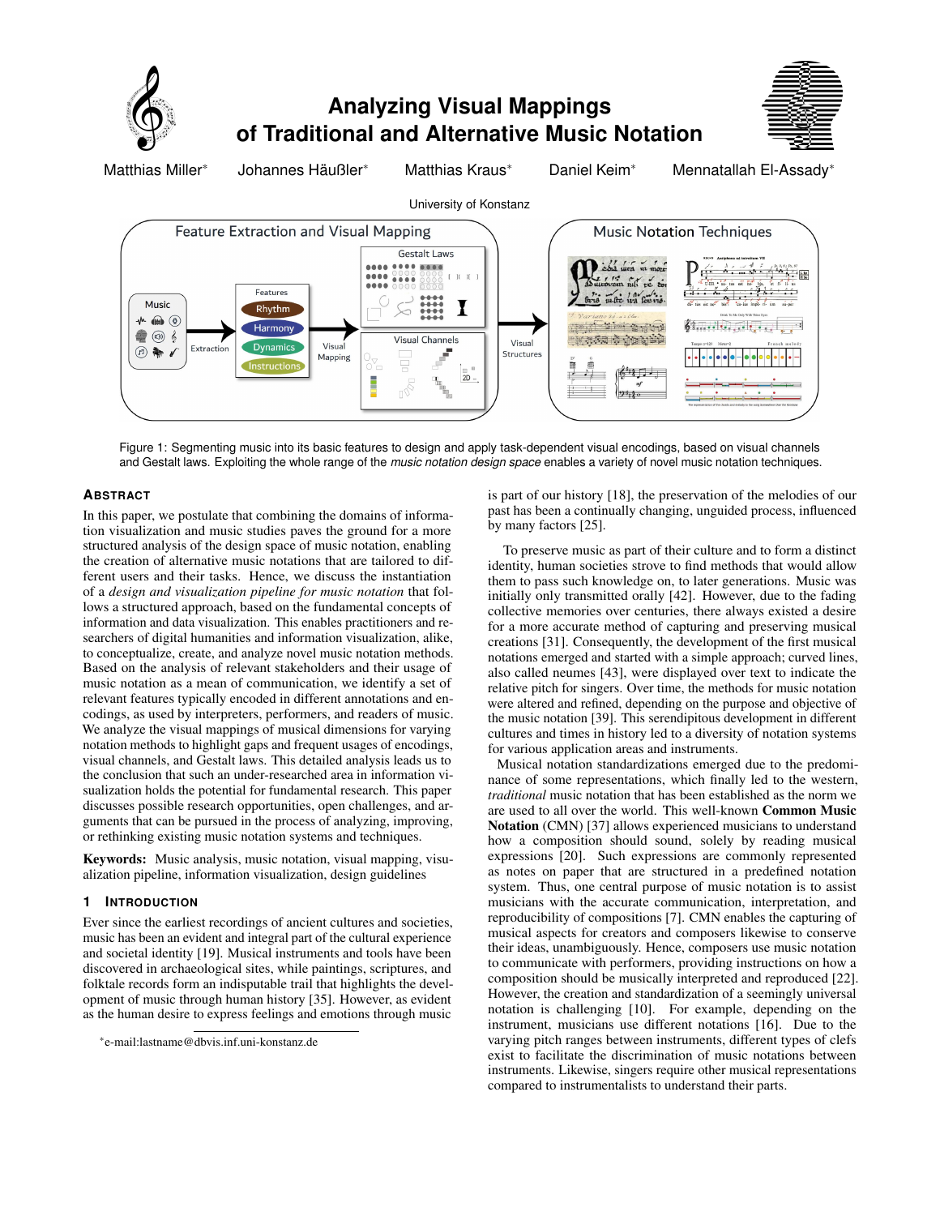# Analyzing Visual Mappings of Traditional and Alternative Music Notation

Matthias Miller* Johannes Häußler* Matthias Kraus* Daniel Keim* Mennatallah El-Assady*

University of Konstanz

Figure 1: Segmenting music into its basic features to design and apply task-dependent visual encodings, based on visual channels and Gestalt laws. Exploiting the whole range of the *music notation design space* enables a variety of novel music notation techniques.

## Abstract

In this paper, we postulate that combining the domains of information visualization and music studies paves the ground for a more structured analysis of the design space of music notation, enabling the creation of alternative music notations that are tailored to different users and their tasks. Hence, we discuss the instantiation of a *design and visualization pipeline for music notation* that follows a structured approach, based on the fundamental concepts of information and data visualization. This enables practitioners and researchers of digital humanities and information visualization, alike, to conceptualize, create, and analyze novel music notation methods. Based on the analysis of relevant stakeholders and their usage of music notation as a mean of communication, we identify a set of relevant features typically encoded in different annotations and encodings, as used by interpreters, performers, and readers of music. We analyze the visual mappings of musical dimensions for varying notation methods to highlight gaps and frequent usages of encodings, visual channels, and Gestalt laws. This detailed analysis leads us to the conclusion that such an under-researched area in information visualization holds the potential for fundamental research. This paper discusses possible research opportunities, open challenges, and arguments that can be pursued in the process of analyzing, improving, or rethinking existing music notation systems and techniques.

**Keywords:** Music analysis, music notation, visual mapping, visualization pipeline, information visualization, design guidelines

## 1 Introduction

Ever since the earliest recordings of ancient cultures and societies, music has been an evident and integral part of the cultural experience and societal identity [19]. Musical instruments and tools have been discovered in archaeological sites, while paintings, scriptures, and folktale records form an indisputable trail that highlights the development of music through human history [35]. However, as evident as the human desire to express feelings and emotions through music is part of our history [18], the preservation of the melodies of our past has been a continually changing, unguided process, influenced by many factors [25].

To preserve music as part of their culture and to form a distinct identity, human societies strove to find methods that would allow them to pass such knowledge on, to later generations. Music was initially only transmitted orally [42]. However, due to the fading collective memories over centuries, there always existed a desire for a more accurate method of capturing and preserving musical creations [31]. Consequently, the development of the first musical notations emerged and started with a simple approach; curved lines, also called neumes [43], were displayed over text to indicate the relative pitch for singers. Over time, the methods for music notation were altered and refined, depending on the purpose and objective of the music notation [39]. This serendipitous development in different cultures and times in history led to a diversity of notation systems for various application areas and instruments.

Musical notation standardizations emerged due to the predominance of some representations, which finally led to the western, *traditional* music notation that has been established as the norm we are used to all over the world. This well-known **Common Music Notation** (CMN) [37] allows experienced musicians to understand how a composition should sound, solely by reading musical expressions [20]. Such expressions are commonly represented as notes on paper that are structured in a predefined notation system. Thus, one central purpose of music notation is to assist musicians with the accurate communication, interpretation, and reproducibility of compositions [7]. CMN enables the capturing of musical aspects for creators and composers likewise to conserve their ideas, unambiguously. Hence, composers use music notation to communicate with performers, providing instructions on how a composition should be musically interpreted and reproduced [22]. However, the creation and standardization of a seemingly universal notation is challenging [10]. For example, depending on the instrument, musicians use different notations [16]. Due to the varying pitch ranges between instruments, different types of clefs exist to facilitate the discrimination of music notations between instruments. Likewise, singers require other musical representations compared to instrumentalists to understand their parts.

*e-mail:lastname@dbvis.inf.uni-konstanz.de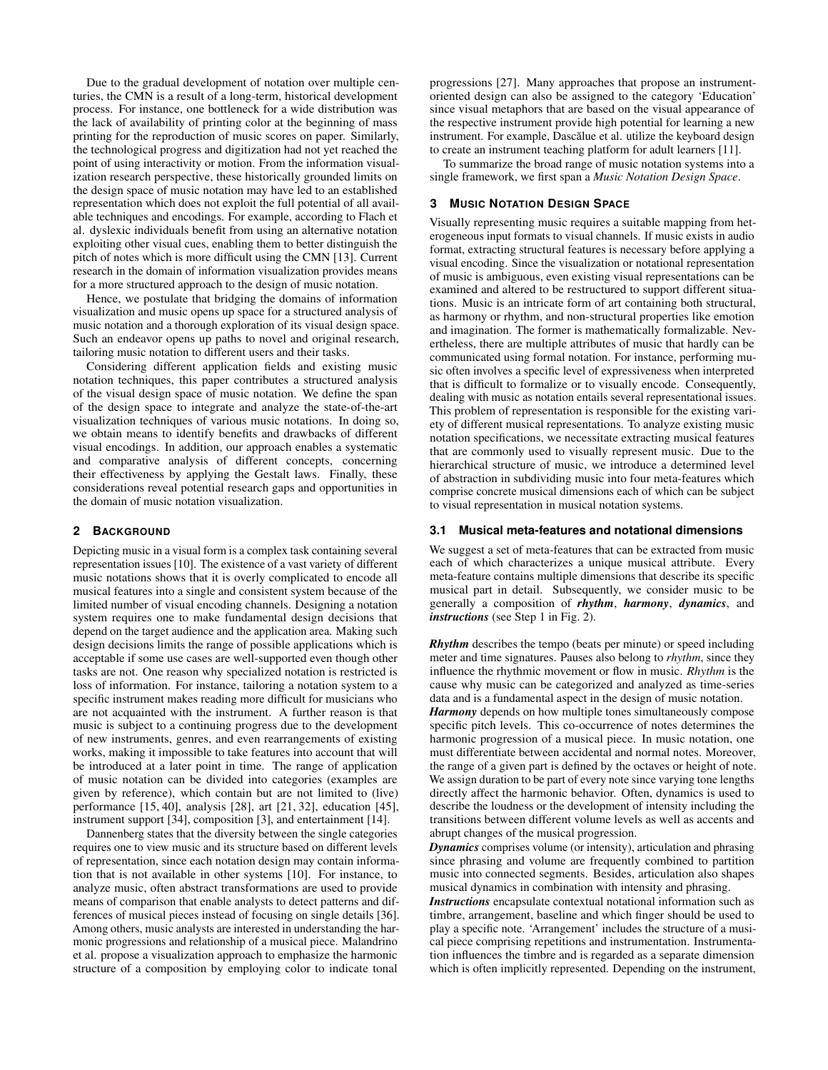Due to the gradual development of notation over multiple centuries, the CMN is a result of a long-term, historical development process. For instance, one bottleneck for a wide distribution was the lack of availability of printing color at the beginning of mass printing for the reproduction of music scores on paper. Similarly, the technological progress and digitization had not yet reached the point of using interactivity or motion. From the information visualization research perspective, these historically grounded limits on the design space of music notation may have led to an established representation which does not exploit the full potential of all available techniques and encodings. For example, according to Flach et al. dyslexic individuals benefit from using an alternative notation exploiting other visual cues, enabling them to better distinguish the pitch of notes which is more difficult using the CMN [13]. Current research in the domain of information visualization provides means for a more structured approach to the design of music notation.

Hence, we postulate that bridging the domains of information visualization and music opens up space for a structured analysis of music notation and a thorough exploration of its visual design space. Such an endeavor opens up paths to novel and original research, tailoring music notation to different users and their tasks.

Considering different application fields and existing music notation techniques, this paper contributes a structured analysis of the visual design space of music notation. We define the span of the design space to integrate and analyze the state-of-the-art visualization techniques of various music notations. In doing so, we obtain means to identify benefits and drawbacks of different visual encodings. In addition, our approach enables a systematic and comparative analysis of different concepts, concerning their effectiveness by applying the Gestalt laws. Finally, these considerations reveal potential research gaps and opportunities in the domain of music notation visualization.

## 2 Background

Depicting music in a visual form is a complex task containing several representation issues [10]. The existence of a vast variety of different music notations shows that it is overly complicated to encode all musical features into a single and consistent system because of the limited number of visual encoding channels. Designing a notation system requires one to make fundamental design decisions that depend on the target audience and the application area. Making such design decisions limits the range of possible applications which is acceptable if some use cases are well-supported even though other tasks are not. One reason why specialized notation is restricted is loss of information. For instance, tailoring a notation system to a specific instrument makes reading more difficult for musicians who are not acquainted with the instrument. A further reason is that music is subject to a continuing progress due to the development of new instruments, genres, and even rearrangements of existing works, making it impossible to take features into account that will be introduced at a later point in time. The range of application of music notation can be divided into categories (examples are given by reference), which contain but are not limited to (live) performance [15, 40], analysis [28], art [21, 32], education [45], instrument support [34], composition [3], and entertainment [14].

Dannenberg states that the diversity between the single categories requires one to view music and its structure based on different levels of representation, since each notation design may contain information that is not available in other systems [10]. For instance, to analyze music, often abstract transformations are used to provide means of comparison that enable analysts to detect patterns and differences of musical pieces instead of focusing on single details [36]. Among others, music analysts are interested in understanding the harmonic progressions and relationship of a musical piece. Malandrino et al. propose a visualization approach to emphasize the harmonic structure of a composition by employing color to indicate tonal progressions [27]. Many approaches that propose an instrument-oriented design can also be assigned to the category 'Education' since visual metaphors that are based on the visual appearance of the respective instrument provide high potential for learning a new instrument. For example, Dascălue et al. utilize the keyboard design to create an instrument teaching platform for adult learners [11].

To summarize the broad range of music notation systems into a single framework, we first span a *Music Notation Design Space*.

## 3 Music Notation Design Space

Visually representing music requires a suitable mapping from heterogeneous input formats to visual channels. If music exists in audio format, extracting structural features is necessary before applying a visual encoding. Since the visualization or notational representation of music is ambiguous, even existing visual representations can be examined and altered to be restructured to support different situations. Music is an intricate form of art containing both structural, as harmony or rhythm, and non-structural properties like emotion and imagination. The former is mathematically formalizable. Nevertheless, there are multiple attributes of music that hardly can be communicated using formal notation. For instance, performing music often involves a specific level of expressiveness when interpreted that is difficult to formalize or to visually encode. Consequently, dealing with music as notation entails several representational issues. This problem of representation is responsible for the existing variety of different musical representations. To analyze existing music notation specifications, we necessitate extracting musical features that are commonly used to visually represent music. Due to the hierarchical structure of music, we introduce a determined level of abstraction in subdividing music into four meta-features which comprise concrete musical dimensions each of which can be subject to visual representation in musical notation systems.

### 3.1 Musical meta-features and notational dimensions

We suggest a set of meta-features that can be extracted from music each of which characterizes a unique musical attribute. Every meta-feature contains multiple dimensions that describe its specific musical part in detail. Subsequently, we consider music to be generally a composition of ***rhythm***, ***harmony***, ***dynamics***, and ***instructions*** (see Step 1 in Fig. 2).

***Rhythm*** describes the tempo (beats per minute) or speed including meter and time signatures. Pauses also belong to *rhythm*, since they influence the rhythmic movement or flow in music. *Rhythm* is the cause why music can be categorized and analyzed as time-series data and is a fundamental aspect in the design of music notation.

***Harmony*** depends on how multiple tones simultaneously compose specific pitch levels. This co-occurrence of notes determines the harmonic progression of a musical piece. In music notation, one must differentiate between accidental and normal notes. Moreover, the range of a given part is defined by the octaves or height of note. We assign duration to be part of every note since varying tone lengths directly affect the harmonic behavior. Often, dynamics is used to describe the loudness or the development of intensity including the transitions between different volume levels as well as accents and abrupt changes of the musical progression.

***Dynamics*** comprises volume (or intensity), articulation and phrasing since phrasing and volume are frequently combined to partition music into connected segments. Besides, articulation also shapes musical dynamics in combination with intensity and phrasing.

***Instructions*** encapsulate contextual notational information such as timbre, arrangement, baseline and which finger should be used to play a specific note. 'Arrangement' includes the structure of a musical piece comprising repetitions and instrumentation. Instrumentation influences the timbre and is regarded as a separate dimension which is often implicitly represented. Depending on the instrument,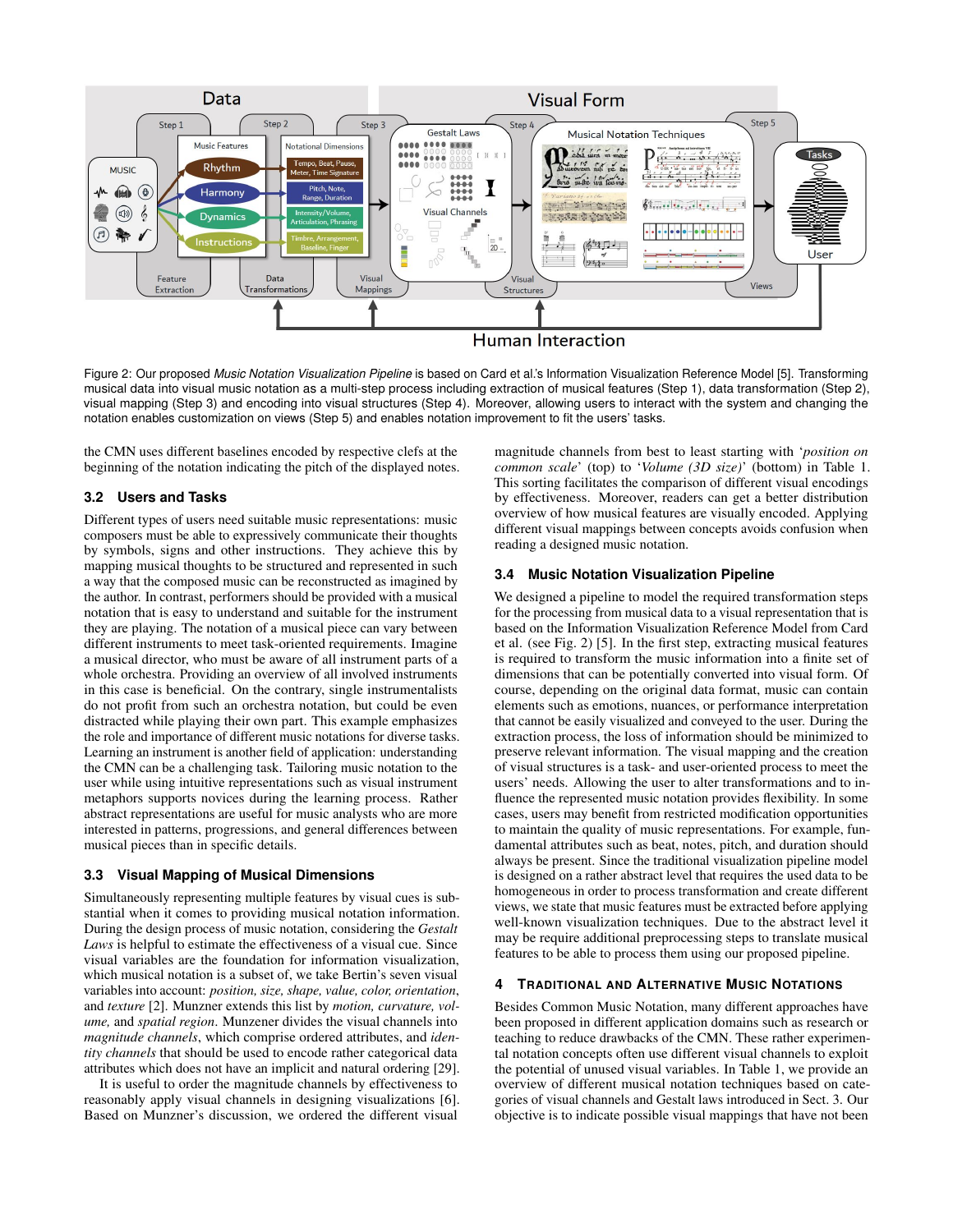Figure 2: Our proposed *Music Notation Visualization Pipeline* is based on Card et al.'s Information Visualization Reference Model [5]. Transforming musical data into visual music notation as a multi-step process including extraction of musical features (Step 1), data transformation (Step 2), visual mapping (Step 3) and encoding into visual structures (Step 4). Moreover, allowing users to interact with the system and changing the notation enables customization on views (Step 5) and enables notation improvement to fit the users' tasks.

the CMN uses different baselines encoded by respective clefs at the beginning of the notation indicating the pitch of the displayed notes.

### 3.2 Users and Tasks

Different types of users need suitable music representations: music composers must be able to expressively communicate their thoughts by symbols, signs and other instructions. They achieve this by mapping musical thoughts to be structured and represented in such a way that the composed music can be reconstructed as imagined by the author. In contrast, performers should be provided with a musical notation that is easy to understand and suitable for the instrument they are playing. The notation of a musical piece can vary between different instruments to meet task-oriented requirements. Imagine a musical director, who must be aware of all instrument parts of a whole orchestra. Providing an overview of all involved instruments in this case is beneficial. On the contrary, single instrumentalists do not profit from such an orchestra notation, but could be even distracted while playing their own part. This example emphasizes the role and importance of different music notations for diverse tasks. Learning an instrument is another field of application: understanding the CMN can be a challenging task. Tailoring music notation to the user while using intuitive representations such as visual instrument metaphors supports novices during the learning process. Rather abstract representations are useful for music analysts who are more interested in patterns, progressions, and general differences between musical pieces than in specific details.

### 3.3 Visual Mapping of Musical Dimensions

Simultaneously representing multiple features by visual cues is substantial when it comes to providing musical notation information. During the design process of music notation, considering the *Gestalt Laws* is helpful to estimate the effectiveness of a visual cue. Since visual variables are the foundation for information visualization, which musical notation is a subset of, we take Bertin's seven visual variables into account: *position, size, shape, value, color, orientation*, and *texture* [2]. Munzner extends this list by *motion, curvature, volume,* and *spatial region*. Munzener divides the visual channels into *magnitude channels*, which comprise ordered attributes, and *identity channels* that should be used to encode rather categorical data attributes which does not have an implicit and natural ordering [29].

It is useful to order the magnitude channels by effectiveness to reasonably apply visual channels in designing visualizations [6]. Based on Munzner's discussion, we ordered the different visual magnitude channels from best to least starting with '*position on common scale*' (top) to '*Volume (3D size)*' (bottom) in Table 1. This sorting facilitates the comparison of different visual encodings by effectiveness. Moreover, readers can get a better distribution overview of how musical features are visually encoded. Applying different visual mappings between concepts avoids confusion when reading a designed music notation.

### 3.4 Music Notation Visualization Pipeline

We designed a pipeline to model the required transformation steps for the processing from musical data to a visual representation that is based on the Information Visualization Reference Model from Card et al. (see Fig. 2) [5]. In the first step, extracting musical features is required to transform the music information into a finite set of dimensions that can be potentially converted into visual form. Of course, depending on the original data format, music can contain elements such as emotions, nuances, or performance interpretation that cannot be easily visualized and conveyed to the user. During the extraction process, the loss of information should be minimized to preserve relevant information. The visual mapping and the creation of visual structures is a task- and user-oriented process to meet the users' needs. Allowing the user to alter transformations and to influence the represented music notation provides flexibility. In some cases, users may benefit from restricted modification opportunities to maintain the quality of music representations. For example, fundamental attributes such as beat, notes, pitch, and duration should always be present. Since the traditional visualization pipeline model is designed on a rather abstract level that requires the used data to be homogeneous in order to process transformation and create different views, we state that music features must be extracted before applying well-known visualization techniques. Due to the abstract level it may be require additional preprocessing steps to translate musical features to be able to process them using our proposed pipeline.

## 4 Traditional and Alternative Music Notations

Besides Common Music Notation, many different approaches have been proposed in different application domains such as research or teaching to reduce drawbacks of the CMN. These rather experimental notation concepts often use different visual channels to exploit the potential of unused visual variables. In Table 1, we provide an overview of different musical notation techniques based on categories of visual channels and Gestalt laws introduced in Sect. 3. Our objective is to indicate possible visual mappings that have not been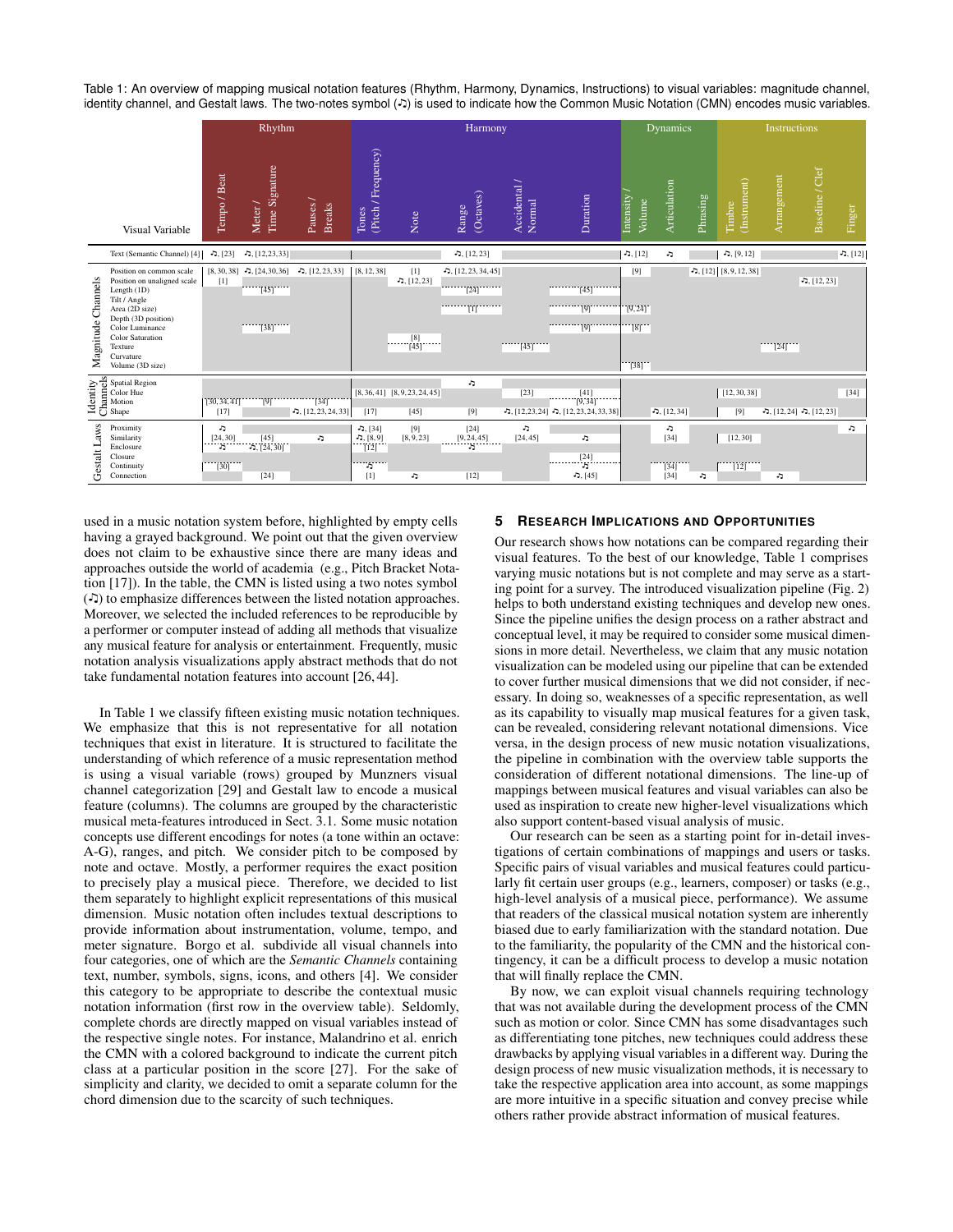Table 1: An overview of mapping musical notation features (Rhythm, Harmony, Dynamics, Instructions) to visual variables: magnitude channel, identity channel, and Gestalt laws. The two-notes symbol (♫) is used to indicate how the Common Music Notation (CMN) encodes music variables.

| | | Rhythm | | | Harmony | | | | | Dynamics | | | Instructions | | | |
|---|---|---|---|---|---|---|---|---|---|---|---|---|---|---|---|---|
| | Visual Variable | Tempo / Beat | Meter / Time Signature | Pauses / Breaks | Tones (Pitch / Frequency) | Note | Range (Octaves) | Accidental / Normal | Duration | Intensity / Volume | Articulation | Phrasing | Timbre (Instrument) | Arrangement | Baseline / Clef | Finger |
| | Text (Semantic Channel) [4] | ♫, [23] | ♫, [12,23,33] | | | | ♫, [12,23] | | | ♫, [12] | ♫ | | ♫, [9,12] | | | ♫, [12] |
| Magnitude Channels | Position on common scale | [8,30,38] | ♫, [24,30,36] | ♫, [12,23,33] | [8,12,38] | [1] | ♫, [12,23,34,45] | | | [9] | | ♫, [12] | [8,9,12,38] | | | |
| | Position on unaligned scale | [1] | | | | ♫, [12,23] | | | | | | | | | ♫, [12,23] | |
| | Length (1D) | | [45] | | | | [24] | | [45] | | | | | | | |
| | Tilt / Angle | | | | | | | | | | | | | | | |
| | Area (2D size) | | | | | | [1] | | [9] | [9,24] | | | | | | |
| | Depth (3D position) | | | | | | | | | | | | | | | |
| | Color Luminance | | [38] | | | | | | [9] | [8] | | | | | | |
| | Color Saturation | | | | | [8] | | | | | | | | | | |
| | Texture | | | | | [45] | | [45] | | | | | | [24] | | |
| | Curvature | | | | | | | | | | | | | | | |
| | Volume (3D size) | | | | | | | | | [38] | | | | | | |
| Identity Channels | Spatial Region | | | | | | ♫ | | | | | | | | | |
| | Color Hue | | | | [8,36,41] | [8,9,23,24,45] | | [23] | [41] | | | | [12,30,38] | | | [34] |
| | Motion | [30,34,41] | [9] | [34] | | | | | [9,34] | | | | | | | |
| | Shape | [17] | | ♫, [12,23,24,33] | [17] | [45] | [9] | ♫, [12,23,24] | ♫, [12,23,24,33,38] | | ♫, [12,34] | | [9] | ♫, [12,24] | ♫, [12,23] | |
| Gestalt Laws | Proximity | ♫ | | | ♫, [34] | [9] | [24] | ♫ | | | ♫ | | | | | ♫ |
| | Similarity | [24,30] | [45] | ♫ | ♫, [8,9] | [8,9,23] | [9,24,45] | [24,45] | ♫ | | [34] | | [12,30] | | | |
| | Enclosure | ♫ | ♫, [24,30] | | [12] | | ♫ | | | | | | | | | |
| | Closure | | | | | | | | [24] | | | | | | | |
| | Continuity | [30] | | | ♫ | | | | ♫ | | [34] | | [12] | | | |
| | Connection | | [24] | | [1] | ♫ | [12] | | ♫, [45] | | [34] | ♫ | | ♫ | | |

used in a music notation system before, highlighted by empty cells having a grayed background. We point out that the given overview does not claim to be exhaustive since there are many ideas and approaches outside the world of academia (e.g., Pitch Bracket Notation [17]). In the table, the CMN is listed using a two notes symbol (♫) to emphasize differences between the listed notation approaches. Moreover, we selected the included references to be reproducible by a performer or computer instead of adding all methods that visualize any musical feature for analysis or entertainment. Frequently, music notation analysis visualizations apply abstract methods that do not take fundamental notation features into account [26, 44].

In Table 1 we classify fifteen existing music notation techniques. We emphasize that this is not representative for all notation techniques that exist in literature. It is structured to facilitate the understanding of which reference of a music representation method is using a visual variable (rows) grouped by Munzners visual channel categorization [29] and Gestalt law to encode a musical feature (columns). The columns are grouped by the characteristic musical meta-features introduced in Sect. 3.1. Some music notation concepts use different encodings for notes (a tone within an octave: A-G), ranges, and pitch. We consider pitch to be composed by note and octave. Mostly, a performer requires the exact position to precisely play a musical piece. Therefore, we decided to list them separately to highlight explicit representations of this musical dimension. Music notation often includes textual descriptions to provide information about instrumentation, volume, tempo, and meter signature. Borgo et al. subdivide all visual channels into four categories, one of which are the *Semantic Channels* containing text, number, symbols, signs, icons, and others [4]. We consider this category to be appropriate to describe the contextual music notation information (first row in the overview table). Seldomly, complete chords are directly mapped on visual variables instead of the respective single notes. For instance, Malandrino et al. enrich the CMN with a colored background to indicate the current pitch class at a particular position in the score [27]. For the sake of simplicity and clarity, we decided to omit a separate column for the chord dimension due to the scarcity of such techniques.

## 5 Research Implications and Opportunities

Our research shows how notations can be compared regarding their visual features. To the best of our knowledge, Table 1 comprises varying music notations but is not complete and may serve as a starting point for a survey. The introduced visualization pipeline (Fig. 2) helps to both understand existing techniques and develop new ones. Since the pipeline unifies the design process on a rather abstract and conceptual level, it may be required to consider some musical dimensions in more detail. Nevertheless, we claim that any music notation visualization can be modeled using our pipeline that can be extended to cover further musical dimensions that we did not consider, if necessary. In doing so, weaknesses of a specific representation, as well as its capability to visually map musical features for a given task, can be revealed, considering relevant notational dimensions. Vice versa, in the design process of new music notation visualizations, the pipeline in combination with the overview table supports the consideration of different notational dimensions. The line-up of mappings between musical features and visual variables can also be used as inspiration to create new higher-level visualizations which also support content-based visual analysis of music.

Our research can be seen as a starting point for in-detail investigations of certain combinations of mappings and users or tasks. Specific pairs of visual variables and musical features could particularly fit certain user groups (e.g., learners, composer) or tasks (e.g., high-level analysis of a musical piece, performance). We assume that readers of the classical musical notation system are inherently biased due to early familiarization with the standard notation. Due to the familiarity, the popularity of the CMN and the historical contingency, it can be a difficult process to develop a music notation that will finally replace the CMN.

By now, we can exploit visual channels requiring technology that was not available during the development process of the CMN such as motion or color. Since CMN has some disadvantages such as differentiating tone pitches, new techniques could address these drawbacks by applying visual variables in a different way. During the design process of new music visualization methods, it is necessary to take the respective application area into account, as some mappings are more intuitive in a specific situation and convey precise while others rather provide abstract information of musical features.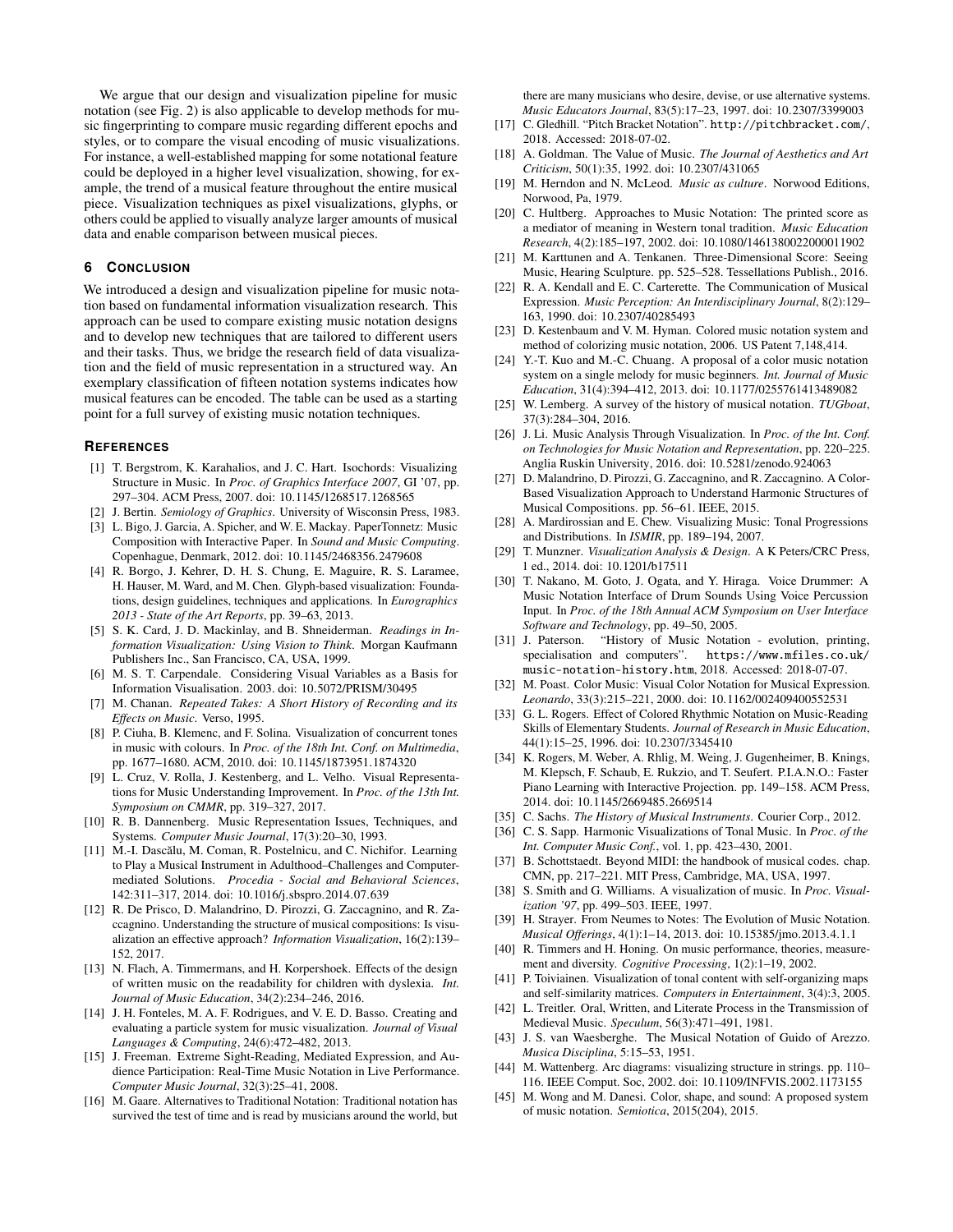We argue that our design and visualization pipeline for music notation (see Fig. 2) is also applicable to develop methods for music fingerprinting to compare music regarding different epochs and styles, or to compare the visual encoding of music visualizations. For instance, a well-established mapping for some notational feature could be deployed in a higher level visualization, showing, for example, the trend of a musical feature throughout the entire musical piece. Visualization techniques as pixel visualizations, glyphs, or others could be applied to visually analyze larger amounts of musical data and enable comparison between musical pieces.

## 6 Conclusion

We introduced a design and visualization pipeline for music notation based on fundamental information visualization research. This approach can be used to compare existing music notation designs and to develop new techniques that are tailored to different users and their tasks. Thus, we bridge the research field of data visualization and the field of music representation in a structured way. An exemplary classification of fifteen notation systems indicates how musical features can be encoded. The table can be used as a starting point for a full survey of existing music notation techniques.

## References

[1] T. Bergstrom, K. Karahalios, and J. C. Hart. Isochords: Visualizing Structure in Music. In *Proc. of Graphics Interface 2007*, GI '07, pp. 297–304. ACM Press, 2007. doi: 10.1145/1268517.1268565

[2] J. Bertin. *Semiology of Graphics*. University of Wisconsin Press, 1983.

[3] L. Bigo, J. Garcia, A. Spicher, and W. E. Mackay. PaperTonnetz: Music Composition with Interactive Paper. In *Sound and Music Computing*. Copenhague, Denmark, 2012. doi: 10.1145/2468356.2479608

[4] R. Borgo, J. Kehrer, D. H. S. Chung, E. Maguire, R. S. Laramee, H. Hauser, M. Ward, and M. Chen. Glyph-based visualization: Foundations, design guidelines, techniques and applications. In *Eurographics 2013 - State of the Art Reports*, pp. 39–63, 2013.

[5] S. K. Card, J. D. Mackinlay, and B. Shneiderman. *Readings in Information Visualization: Using Vision to Think*. Morgan Kaufmann Publishers Inc., San Francisco, CA, USA, 1999.

[6] M. S. T. Carpendale. Considering Visual Variables as a Basis for Information Visualisation. 2003. doi: 10.5072/PRISM/30495

[7] M. Chanan. *Repeated Takes: A Short History of Recording and its Effects on Music*. Verso, 1995.

[8] P. Ciuha, B. Klemenc, and F. Solina. Visualization of concurrent tones in music with colours. In *Proc. of the 18th Int. Conf. on Multimedia*, pp. 1677–1680. ACM, 2010. doi: 10.1145/1873951.1874320

[9] L. Cruz, V. Rolla, J. Kestenberg, and L. Velho. Visual Representations for Music Understanding Improvement. In *Proc. of the 13th Int. Symposium on CMMR*, pp. 319–327, 2017.

[10] R. B. Dannenberg. Music Representation Issues, Techniques, and Systems. *Computer Music Journal*, 17(3):20–30, 1993.

[11] M.-I. Dascălu, M. Coman, R. Postelnicu, and C. Nichifor. Learning to Play a Musical Instrument in Adulthood–Challenges and Computer-mediated Solutions. *Procedia - Social and Behavioral Sciences*, 142:311–317, 2014. doi: 10.1016/j.sbspro.2014.07.639

[12] R. De Prisco, D. Malandrino, D. Pirozzi, G. Zaccagnino, and R. Zaccagnino. Understanding the structure of musical compositions: Is visualization an effective approach? *Information Visualization*, 16(2):139–152, 2017.

[13] N. Flach, A. Timmermans, and H. Korpershoek. Effects of the design of written music on the readability for children with dyslexia. *Int. Journal of Music Education*, 34(2):234–246, 2016.

[14] J. H. Fonteles, M. A. F. Rodrigues, and V. E. D. Basso. Creating and evaluating a particle system for music visualization. *Journal of Visual Languages & Computing*, 24(6):472–482, 2013.

[15] J. Freeman. Extreme Sight-Reading, Mediated Expression, and Audience Participation: Real-Time Music Notation in Live Performance. *Computer Music Journal*, 32(3):25–41, 2008.

[16] M. Gaare. Alternatives to Traditional Notation: Traditional notation has survived the test of time and is read by musicians around the world, but there are many musicians who desire, devise, or use alternative systems. *Music Educators Journal*, 83(5):17–23, 1997. doi: 10.2307/3399003

[17] C. Gledhill. "Pitch Bracket Notation". http://pitchbracket.com/, 2018. Accessed: 2018-07-02.

[18] A. Goldman. The Value of Music. *The Journal of Aesthetics and Art Criticism*, 50(1):35, 1992. doi: 10.2307/431065

[19] M. Herndon and N. McLeod. *Music as culture*. Norwood Editions, Norwood, Pa, 1979.

[20] C. Hultberg. Approaches to Music Notation: The printed score as a mediator of meaning in Western tonal tradition. *Music Education Research*, 4(2):185–197, 2002. doi: 10.1080/1461380022000011902

[21] M. Karttunen and A. Tenkanen. Three-Dimensional Score: Seeing Music, Hearing Sculpture. pp. 525–528. Tessellations Publish., 2016.

[22] R. A. Kendall and E. C. Carterette. The Communication of Musical Expression. *Music Perception: An Interdisciplinary Journal*, 8(2):129–163, 1990. doi: 10.2307/40285493

[23] D. Kestenbaum and V. M. Hyman. Colored music notation system and method of colorizing music notation, 2006. US Patent 7,148,414.

[24] Y.-T. Kuo and M.-C. Chuang. A proposal of a color music notation system on a single melody for music beginners. *Int. Journal of Music Education*, 31(4):394–412, 2013. doi: 10.1177/0255761413489082

[25] W. Lemberg. A survey of the history of musical notation. *TUGboat*, 37(3):284–304, 2016.

[26] J. Li. Music Analysis Through Visualization. In *Proc. of the Int. Conf. on Technologies for Music Notation and Representation*, pp. 220–225. Anglia Ruskin University, 2016. doi: 10.5281/zenodo.924063

[27] D. Malandrino, D. Pirozzi, G. Zaccagnino, and R. Zaccagnino. A Color-Based Visualization Approach to Understand Harmonic Structures of Musical Compositions. pp. 56–61. IEEE, 2015.

[28] A. Mardirossian and E. Chew. Visualizing Music: Tonal Progressions and Distributions. In *ISMIR*, pp. 189–194, 2007.

[29] T. Munzner. *Visualization Analysis & Design*. A K Peters/CRC Press, 1 ed., 2014. doi: 10.1201/b17511

[30] T. Nakano, M. Goto, J. Ogata, and Y. Hiraga. Voice Drummer: A Music Notation Interface of Drum Sounds Using Voice Percussion Input. In *Proc. of the 18th Annual ACM Symposium on User Interface Software and Technology*, pp. 49–50, 2005.

[31] J. Paterson. "History of Music Notation - evolution, printing, specialisation and computers". https://www.mfiles.co.uk/music-notation-history.htm, 2018. Accessed: 2018-07-07.

[32] M. Poast. Color Music: Visual Color Notation for Musical Expression. *Leonardo*, 33(3):215–221, 2000. doi: 10.1162/002409400552531

[33] G. L. Rogers. Effect of Colored Rhythmic Notation on Music-Reading Skills of Elementary Students. *Journal of Research in Music Education*, 44(1):15–25, 1996. doi: 10.2307/3345410

[34] K. Rogers, M. Weber, A. Rhlig, M. Weing, J. Gugenheimer, B. Knings, M. Klepsch, F. Schaub, E. Rukzio, and T. Seufert. P.I.A.N.O.: Faster Piano Learning with Interactive Projection. pp. 149–158. ACM Press, 2014. doi: 10.1145/2669485.2669514

[35] C. Sachs. *The History of Musical Instruments*. Courier Corp., 2012.

[36] C. S. Sapp. Harmonic Visualizations of Tonal Music. In *Proc. of the Int. Computer Music Conf.*, vol. 1, pp. 423–430, 2001.

[37] B. Schottstaedt. Beyond MIDI: the handbook of musical codes. chap. CMN, pp. 217–221. MIT Press, Cambridge, MA, USA, 1997.

[38] S. Smith and G. Williams. A visualization of music. In *Proc. Visualization '97*, pp. 499–503. IEEE, 1997.

[39] H. Strayer. From Neumes to Notes: The Evolution of Music Notation. *Musical Offerings*, 4(1):1–14, 2013. doi: 10.15385/jmo.2013.4.1.1

[40] R. Timmers and H. Honing. On music performance, theories, measurement and diversity. *Cognitive Processing*, 1(2):1–19, 2002.

[41] P. Toiviainen. Visualization of tonal content with self-organizing maps and self-similarity matrices. *Computers in Entertainment*, 3(4):3, 2005.

[42] L. Treitler. Oral, Written, and Literate Process in the Transmission of Medieval Music. *Speculum*, 56(3):471–491, 1981.

[43] J. S. van Waesberghe. The Musical Notation of Guido of Arezzo. *Musica Disciplina*, 5:15–53, 1951.

[44] M. Wattenberg. Arc diagrams: visualizing structure in strings. pp. 110–116. IEEE Comput. Soc, 2002. doi: 10.1109/INFVIS.2002.1173155

[45] M. Wong and M. Danesi. Color, shape, and sound: A proposed system of music notation. *Semiotica*, 2015(204), 2015.